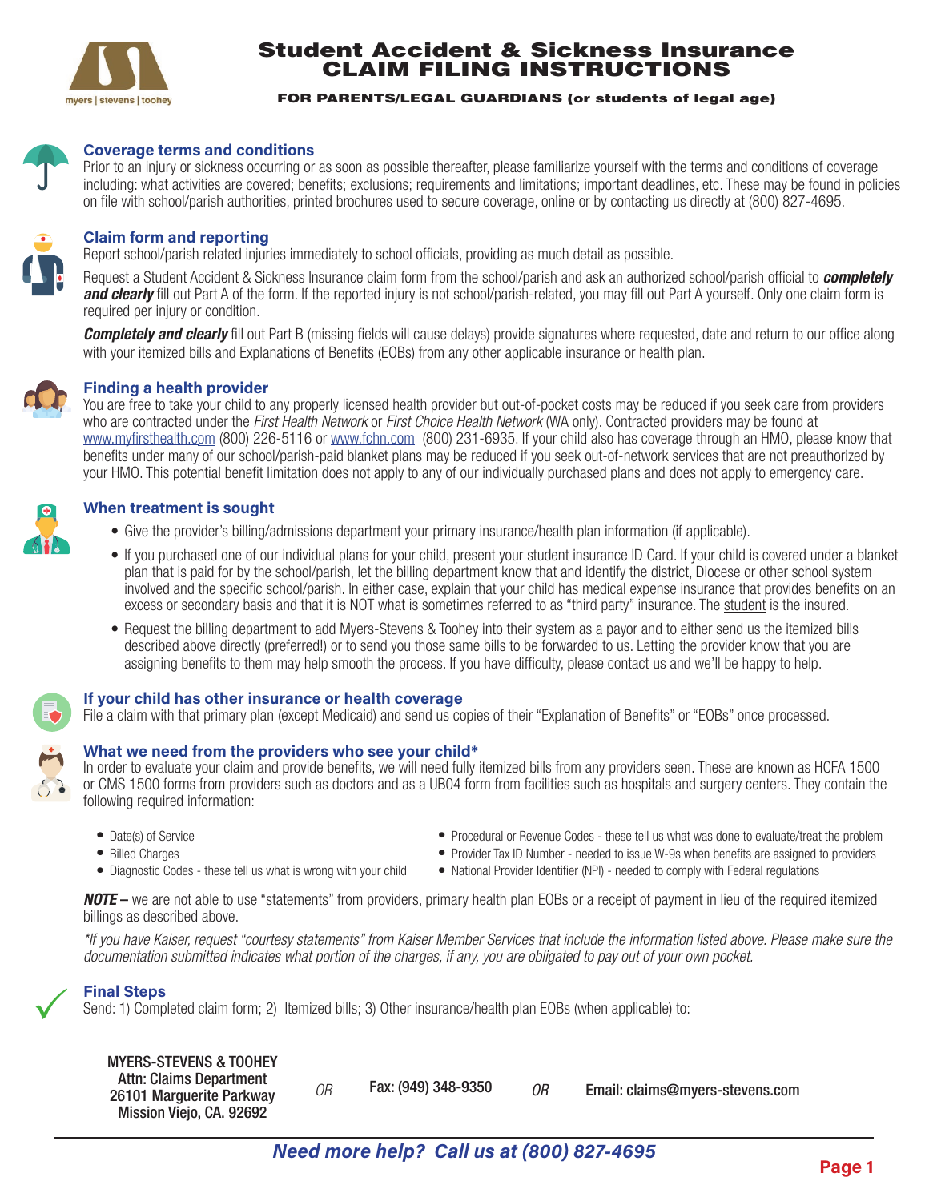myers | stevens | toohey

# Student Accident & Sickness Insurance CLAIM FILING INSTRUCTIONS

**FOR PARENTS/LEGAL GUARDIANS (or students of legal age)**

## Coverage terms and conditions

Prior to an injury or sickness occurring or as soon as possible thereafter, please familiarize yourself with the terms and conditions of coverage including: what activities are covered; benefits; exclusions; requirements and limitations; important deadlines, etc. These may be found in policies on file with school/parish authorities, printed brochures used to secure coverage, online or by contacting us directly at (800) 827-4695.

## Claim form and reporting

Report school/parish related injuries immediately to school officials, providing as much detail as possible.

Request a Student Accident & Sickness Insurance claim form from the school/parish and ask an authorized school/parish official to ***completely and clearly*** fill out Part A of the form. If the reported injury is not school/parish-related, you may fill out Part A yourself. Only one claim form is required per injury or condition.

***Completely and clearly*** fill out Part B (missing fields will cause delays) provide signatures where requested, date and return to our office along with your itemized bills and Explanations of Benefits (EOBs) from any other applicable insurance or health plan.

## Finding a health provider

You are free to take your child to any properly licensed health provider but out-of-pocket costs may be reduced if you seek care from providers who are contracted under the *First Health Network* or *First Choice Health Network* (WA only). Contracted providers may be found at www.myfirsthealth.com (800) 226-5116 or www.fchn.com (800) 231-6935. If your child also has coverage through an HMO, please know that benefits under many of our school/parish-paid blanket plans may be reduced if you seek out-of-network services that are not preauthorized by your HMO. This potential benefit limitation does not apply to any of our individually purchased plans and does not apply to emergency care.

## When treatment is sought

- Give the provider's billing/admissions department your primary insurance/health plan information (if applicable).
- If you purchased one of our individual plans for your child, present your student insurance ID Card. If your child is covered under a blanket plan that is paid for by the school/parish, let the billing department know that and identify the district, Diocese or other school system involved and the specific school/parish. In either case, explain that your child has medical expense insurance that provides benefits on an excess or secondary basis and that it is NOT what is sometimes referred to as "third party" insurance. The student is the insured.
- Request the billing department to add Myers-Stevens & Toohey into their system as a payor and to either send us the itemized bills described above directly (preferred!) or to send you those same bills to be forwarded to us. Letting the provider know that you are assigning benefits to them may help smooth the process. If you have difficulty, please contact us and we'll be happy to help.

## If your child has other insurance or health coverage

File a claim with that primary plan (except Medicaid) and send us copies of their "Explanation of Benefits" or "EOBs" once processed.

## What we need from the providers who see your child*

In order to evaluate your claim and provide benefits, we will need fully itemized bills from any providers seen. These are known as HCFA 1500 or CMS 1500 forms from providers such as doctors and as a UB04 form from facilities such as hospitals and surgery centers. They contain the following required information:

- Date(s) of Service
- Billed Charges
- Diagnostic Codes - these tell us what is wrong with your child
- Procedural or Revenue Codes - these tell us what was done to evaluate/treat the problem
- Provider Tax ID Number - needed to issue W-9s when benefits are assigned to providers
- National Provider Identifier (NPI) - needed to comply with Federal regulations

***NOTE –*** we are not able to use "statements" from providers, primary health plan EOBs or a receipt of payment in lieu of the required itemized billings as described above.

*\*If you have Kaiser, request "courtesy statements" from Kaiser Member Services that include the information listed above. Please make sure the documentation submitted indicates what portion of the charges, if any, you are obligated to pay out of your own pocket.*

## Final Steps

Send: 1) Completed claim form; 2) Itemized bills; 3) Other insurance/health plan EOBs (when applicable) to:

**MYERS-STEVENS & TOOHEY**
**Attn: Claims Department**
**26101 Marguerite Parkway**
**Mission Viejo, CA. 92692**

*OR*

**Fax: (949) 348-9350**

*OR*

**Email: claims@myers-stevens.com**

***Need more help? Call us at (800) 827-4695***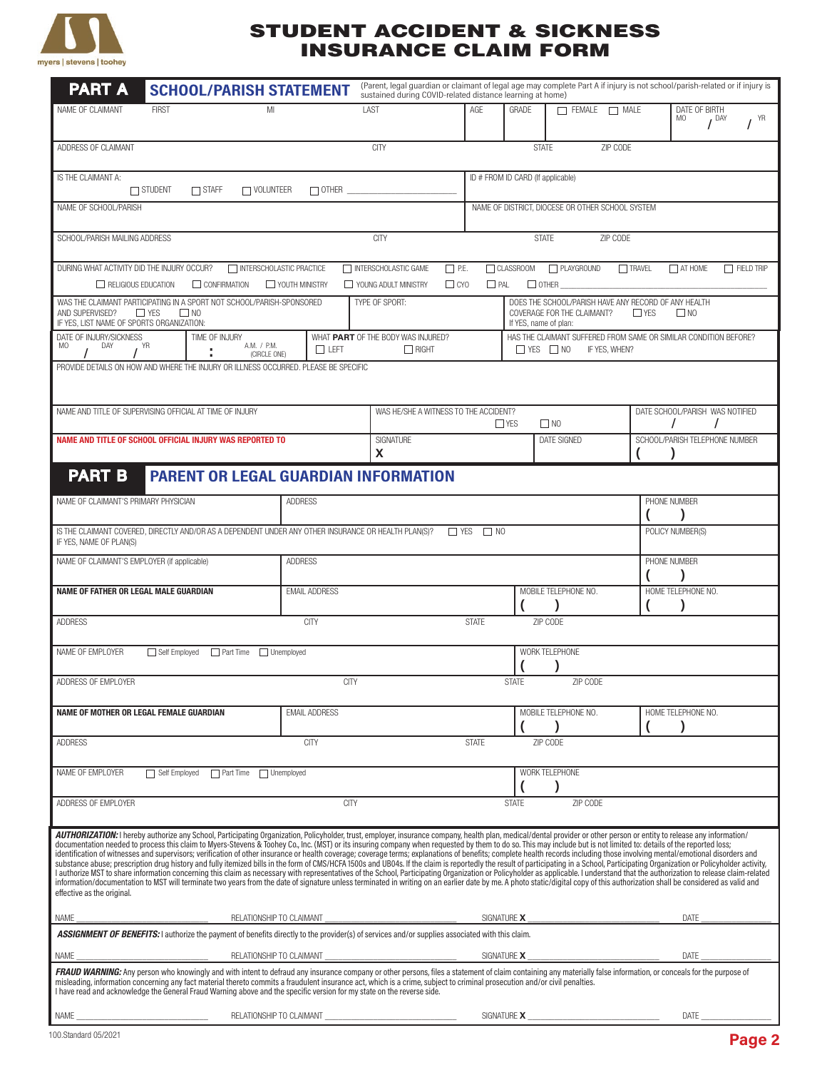myers | stevens | toohey

# STUDENT ACCIDENT & SICKNESS INSURANCE CLAIM FORM

## PART A SCHOOL/PARISH STATEMENT

(Parent, legal guardian or claimant of legal age may complete Part A if injury is not school/parish-related or if injury is sustained during COVID-related distance learning at home)

NAME OF CLAIMANT FIRST MI LAST | AGE | GRADE | ☐ FEMALE ☐ MALE | DATE OF BIRTH MO / DAY / YR

ADDRESS OF CLAIMANT | CITY | STATE | ZIP CODE

IS THE CLAIMANT A: ☐ STUDENT ☐ STAFF ☐ VOLUNTEER ☐ OTHER ____________ | ID # FROM ID CARD (If applicable)

NAME OF SCHOOL/PARISH | NAME OF DISTRICT, DIOCESE OR OTHER SCHOOL SYSTEM

SCHOOL/PARISH MAILING ADDRESS | CITY | STATE | ZIP CODE

DURING WHAT ACTIVITY DID THE INJURY OCCUR? ☐ INTERSCHOLASTIC PRACTICE ☐ INTERSCHOLASTIC GAME ☐ P.E. ☐ CLASSROOM ☐ PLAYGROUND ☐ TRAVEL ☐ AT HOME ☐ FIELD TRIP ☐ RELIGIOUS EDUCATION ☐ CONFIRMATION ☐ YOUTH MINISTRY ☐ YOUNG ADULT MINISTRY ☐ CYO ☐ PAL ☐ OTHER ____________

WAS THE CLAIMANT PARTICIPATING IN A SPORT NOT SCHOOL/PARISH-SPONSORED AND SUPERVISED? ☐ YES ☐ NO IF YES, LIST NAME OF SPORTS ORGANIZATION: | TYPE OF SPORT: | DOES THE SCHOOL/PARISH HAVE ANY RECORD OF ANY HEALTH COVERAGE FOR THE CLAIMANT? ☐ YES ☐ NO If YES, name of plan:

DATE OF INJURY/SICKNESS MO / DAY / YR | TIME OF INJURY : A.M. / P.M. (CIRCLE ONE) | WHAT **PART** OF THE BODY WAS INJURED? ☐ LEFT ☐ RIGHT | HAS THE CLAIMANT SUFFERED FROM SAME OR SIMILAR CONDITION BEFORE? ☐ YES ☐ NO IF YES, WHEN?

PROVIDE DETAILS ON HOW AND WHERE THE INJURY OR ILLNESS OCCURRED. PLEASE BE SPECIFIC

NAME AND TITLE OF SUPERVISING OFFICIAL AT TIME OF INJURY | WAS HE/SHE A WITNESS TO THE ACCIDENT? ☐ YES ☐ NO | DATE SCHOOL/PARISH WAS NOTIFIED / /

**NAME AND TITLE OF SCHOOL OFFICIAL INJURY WAS REPORTED TO** | SIGNATURE X | DATE SIGNED | SCHOOL/PARISH TELEPHONE NUMBER ( )

## PART B PARENT OR LEGAL GUARDIAN INFORMATION

NAME OF CLAIMANT'S PRIMARY PHYSICIAN | ADDRESS | PHONE NUMBER ( )

IS THE CLAIMANT COVERED, DIRECTLY AND/OR AS A DEPENDENT UNDER ANY OTHER INSURANCE OR HEALTH PLAN(S)? ☐ YES ☐ NO IF YES, NAME OF PLAN(S) | POLICY NUMBER(S)

NAME OF CLAIMANT'S EMPLOYER (if applicable) | ADDRESS | PHONE NUMBER ( )

**NAME OF FATHER OR LEGAL MALE GUARDIAN** | EMAIL ADDRESS | MOBILE TELEPHONE NO. ( ) | HOME TELEPHONE NO. ( )

ADDRESS | CITY | STATE | ZIP CODE

NAME OF EMPLOYER ☐ Self Employed ☐ Part Time ☐ Unemployed | WORK TELEPHONE ( )

ADDRESS OF EMPLOYER | CITY | STATE | ZIP CODE

**NAME OF MOTHER OR LEGAL FEMALE GUARDIAN** | EMAIL ADDRESS | MOBILE TELEPHONE NO. ( ) | HOME TELEPHONE NO. ( )

ADDRESS | CITY | STATE | ZIP CODE

NAME OF EMPLOYER ☐ Self Employed ☐ Part Time ☐ Unemployed | WORK TELEPHONE ( )

ADDRESS OF EMPLOYER | CITY | STATE | ZIP CODE

***AUTHORIZATION:*** I hereby authorize any School, Participating Organization, Policyholder, trust, employer, insurance company, health plan, medical/dental provider or other person or entity to release any information/documentation needed to process this claim to Myers-Stevens & Toohey Co., Inc. (MST) or its insuring company when requested by them to do so. This may include but is not limited to: details of the reported loss; identification of witnesses and supervisors; verification of other insurance or health coverage; coverage terms; explanations of benefits; complete health records including those involving mental/emotional disorders and substance abuse; prescription drug history and fully itemized bills in the form of CMS/HCFA 1500s and UB04s. If the claim is reportedly the result of participating in a School, Participating Organization or Policyholder activity, I authorize MST to share information concerning this claim as necessary with representatives of the School, Participating Organization or Policyholder as applicable. I understand that the authorization to release claim-related information/documentation to MST will terminate two years from the date of signature unless terminated in writing on an earlier date by me. A photo static/digital copy of this authorization shall be considered as valid and effective as the original.

NAME ____________ RELATIONSHIP TO CLAIMANT ____________ SIGNATURE **X** ____________ DATE ____________

***ASSIGNMENT OF BENEFITS:*** I authorize the payment of benefits directly to the provider(s) of services and/or supplies associated with this claim.

NAME ____________ RELATIONSHIP TO CLAIMANT ____________ SIGNATURE **X** ____________ DATE ____________

***FRAUD WARNING:*** Any person who knowingly and with intent to defraud any insurance company or other persons, files a statement of claim containing any materially false information, or conceals for the purpose of misleading, information concerning any fact material thereto commits a fraudulent insurance act, which is a crime, subject to criminal prosecution and/or civil penalties.
I have read and acknowledge the General Fraud Warning above and the specific version for my state on the reverse side.

NAME ____________ RELATIONSHIP TO CLAIMANT ____________ SIGNATURE **X** ____________ DATE ____________

100.Standard 05/2021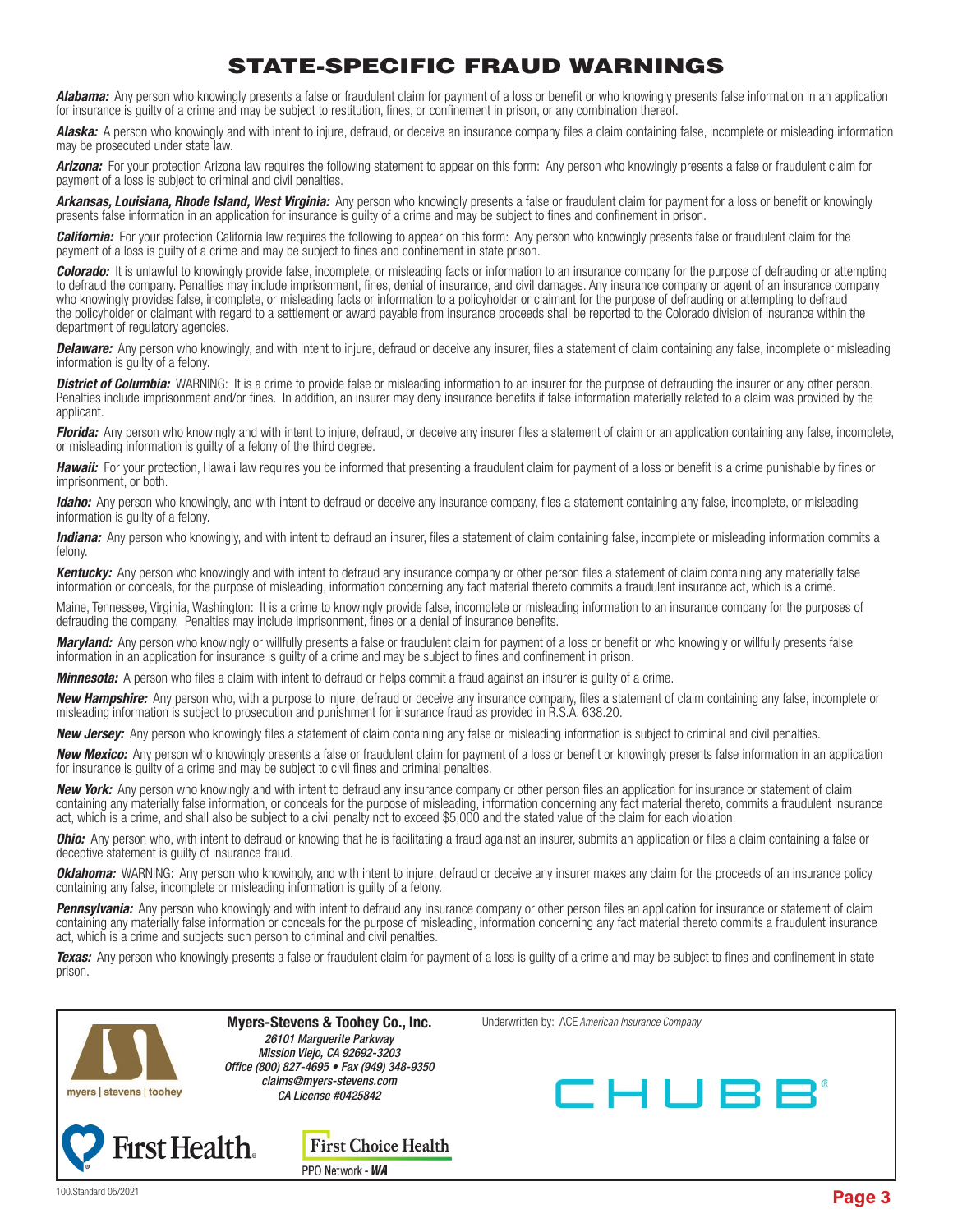# STATE-SPECIFIC FRAUD WARNINGS

***Alabama:*** Any person who knowingly presents a false or fraudulent claim for payment of a loss or benefit or who knowingly presents false information in an application for insurance is guilty of a crime and may be subject to restitution, fines, or confinement in prison, or any combination thereof.

***Alaska:*** A person who knowingly and with intent to injure, defraud, or deceive an insurance company files a claim containing false, incomplete or misleading information may be prosecuted under state law.

***Arizona:*** For your protection Arizona law requires the following statement to appear on this form: Any person who knowingly presents a false or fraudulent claim for payment of a loss is subject to criminal and civil penalties.

***Arkansas, Louisiana, Rhode Island, West Virginia:*** Any person who knowingly presents a false or fraudulent claim for payment for a loss or benefit or knowingly presents false information in an application for insurance is guilty of a crime and may be subject to fines and confinement in prison.

***California:*** For your protection California law requires the following to appear on this form: Any person who knowingly presents false or fraudulent claim for the payment of a loss is guilty of a crime and may be subject to fines and confinement in state prison.

***Colorado:*** It is unlawful to knowingly provide false, incomplete, or misleading facts or information to an insurance company for the purpose of defrauding or attempting to defraud the company. Penalties may include imprisonment, fines, denial of insurance, and civil damages. Any insurance company or agent of an insurance company who knowingly provides false, incomplete, or misleading facts or information to a policyholder or claimant for the purpose of defrauding or attempting to defraud the policyholder or claimant with regard to a settlement or award payable from insurance proceeds shall be reported to the Colorado division of insurance within the department of regulatory agencies.

***Delaware:*** Any person who knowingly, and with intent to injure, defraud or deceive any insurer, files a statement of claim containing any false, incomplete or misleading information is guilty of a felony.

***District of Columbia:*** WARNING: It is a crime to provide false or misleading information to an insurer for the purpose of defrauding the insurer or any other person. Penalties include imprisonment and/or fines. In addition, an insurer may deny insurance benefits if false information materially related to a claim was provided by the applicant.

***Florida:*** Any person who knowingly and with intent to injure, defraud, or deceive any insurer files a statement of claim or an application containing any false, incomplete, or misleading information is guilty of a felony of the third degree.

***Hawaii:*** For your protection, Hawaii law requires you be informed that presenting a fraudulent claim for payment of a loss or benefit is a crime punishable by fines or imprisonment, or both.

***Idaho:*** Any person who knowingly, and with intent to defraud or deceive any insurance company, files a statement containing any false, incomplete, or misleading information is guilty of a felony.

***Indiana:*** Any person who knowingly, and with intent to defraud an insurer, files a statement of claim containing false, incomplete or misleading information commits a felony.

***Kentucky:*** Any person who knowingly and with intent to defraud any insurance company or other person files a statement of claim containing any materially false information or conceals, for the purpose of misleading, information concerning any fact material thereto commits a fraudulent insurance act, which is a crime.

Maine, Tennessee, Virginia, Washington: It is a crime to knowingly provide false, incomplete or misleading information to an insurance company for the purposes of defrauding the company. Penalties may include imprisonment, fines or a denial of insurance benefits.

***Maryland:*** Any person who knowingly or willfully presents a false or fraudulent claim for payment of a loss or benefit or who knowingly or willfully presents false information in an application for insurance is guilty of a crime and may be subject to fines and confinement in prison.

***Minnesota:*** A person who files a claim with intent to defraud or helps commit a fraud against an insurer is guilty of a crime.

***New Hampshire:*** Any person who, with a purpose to injure, defraud or deceive any insurance company, files a statement of claim containing any false, incomplete or misleading information is subject to prosecution and punishment for insurance fraud as provided in R.S.A. 638.20.

***New Jersey:*** Any person who knowingly files a statement of claim containing any false or misleading information is subject to criminal and civil penalties.

***New Mexico:*** Any person who knowingly presents a false or fraudulent claim for payment of a loss or benefit or knowingly presents false information in an application for insurance is guilty of a crime and may be subject to civil fines and criminal penalties.

***New York:*** Any person who knowingly and with intent to defraud any insurance company or other person files an application for insurance or statement of claim containing any materially false information, or conceals for the purpose of misleading, information concerning any fact material thereto, commits a fraudulent insurance act, which is a crime, and shall also be subject to a civil penalty not to exceed $5,000 and the stated value of the claim for each violation.

***Ohio:*** Any person who, with intent to defraud or knowing that he is facilitating a fraud against an insurer, submits an application or files a claim containing a false or deceptive statement is guilty of insurance fraud.

***Oklahoma:*** WARNING: Any person who knowingly, and with intent to injure, defraud or deceive any insurer makes any claim for the proceeds of an insurance policy containing any false, incomplete or misleading information is guilty of a felony.

***Pennsylvania:*** Any person who knowingly and with intent to defraud any insurance company or other person files an application for insurance or statement of claim containing any materially false information or conceals for the purpose of misleading, information concerning any fact material thereto commits a fraudulent insurance act, which is a crime and subjects such person to criminal and civil penalties.

***Texas:*** Any person who knowingly presents a false or fraudulent claim for payment of a loss is guilty of a crime and may be subject to fines and confinement in state prison.

myers | stevens | toohey

**Myers-Stevens & Toohey Co., Inc.**
*26101 Marguerite Parkway*
*Mission Viejo, CA 92692-3203*
*Office (800) 827-4695 • Fax (949) 348-9350*
*claims@myers-stevens.com*
*CA License #0425842*

Underwritten by: ACE *American Insurance Company*

CHUBB®

First Health®

First Choice Health
PPO Network - ***WA***

100.Standard 05/2021